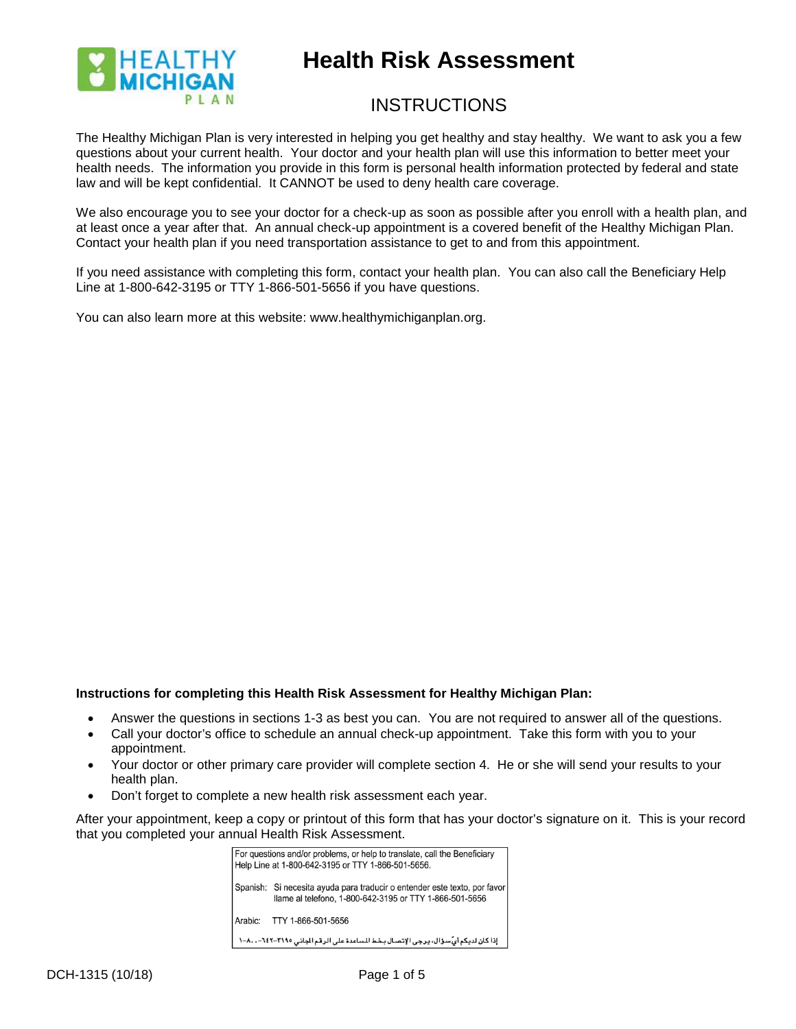# Health Risk Assessment

## INSTRUCTIONS

The Healthy Michigan Plan is very interested in helping you get healthy and stay healthy. We want to ask you a few questions about your current health. Your doctor and your health plan will use this information to better meet your health needs. The information you provide in this form is personal health information protected by federal and state law and will be kept confidential. It CANNOT be used to deny health care coverage.

We also encourage you to see your doctor for a check-up as soon as possible after you enroll with a health plan, and at least once a year after that. An annual check-up appointment is a covered benefit of the Healthy Michigan Plan. Contact your health plan if you need transportation assistance to get to and from this appointment.

If you need assistance with completing this form, contact your health plan. You can also call the Beneficiary Help Line at 1-800-642-3195 or TTY 1-866-501-5656 if you have questions.

You can also learn more at this website: www.healthymichiganplan.org.

**Instructions for completing this Health Risk Assessment for Healthy Michigan Plan:**

- Answer the questions in sections 1-3 as best you can. You are not required to answer all of the questions.
- Call your doctor's office to schedule an annual check-up appointment. Take this form with you to your appointment.
- Your doctor or other primary care provider will complete section 4. He or she will send your results to your health plan.
- Don't forget to complete a new health risk assessment each year.

After your appointment, keep a copy or printout of this form that has your doctor's signature on it. This is your record that you completed your annual Health Risk Assessment.

For questions and/or problems, or help to translate, call the Beneficiary Help Line at 1-800-642-3195 or TTY 1-866-501-5656.

Spanish: Si necesita ayuda para traducir o entender este texto, por favor llame al telefono, 1-800-642-3195 or TTY 1-866-501-5656

Arabic: TTY 1-866-501-5656

إذا كان لديكم أيّ سؤال، يرجى الإتصال بخط المساعدة على الرقم المجاني ٣١٩٥-٦٤٢-٨٠٠-١

DCH-1315 (10/18)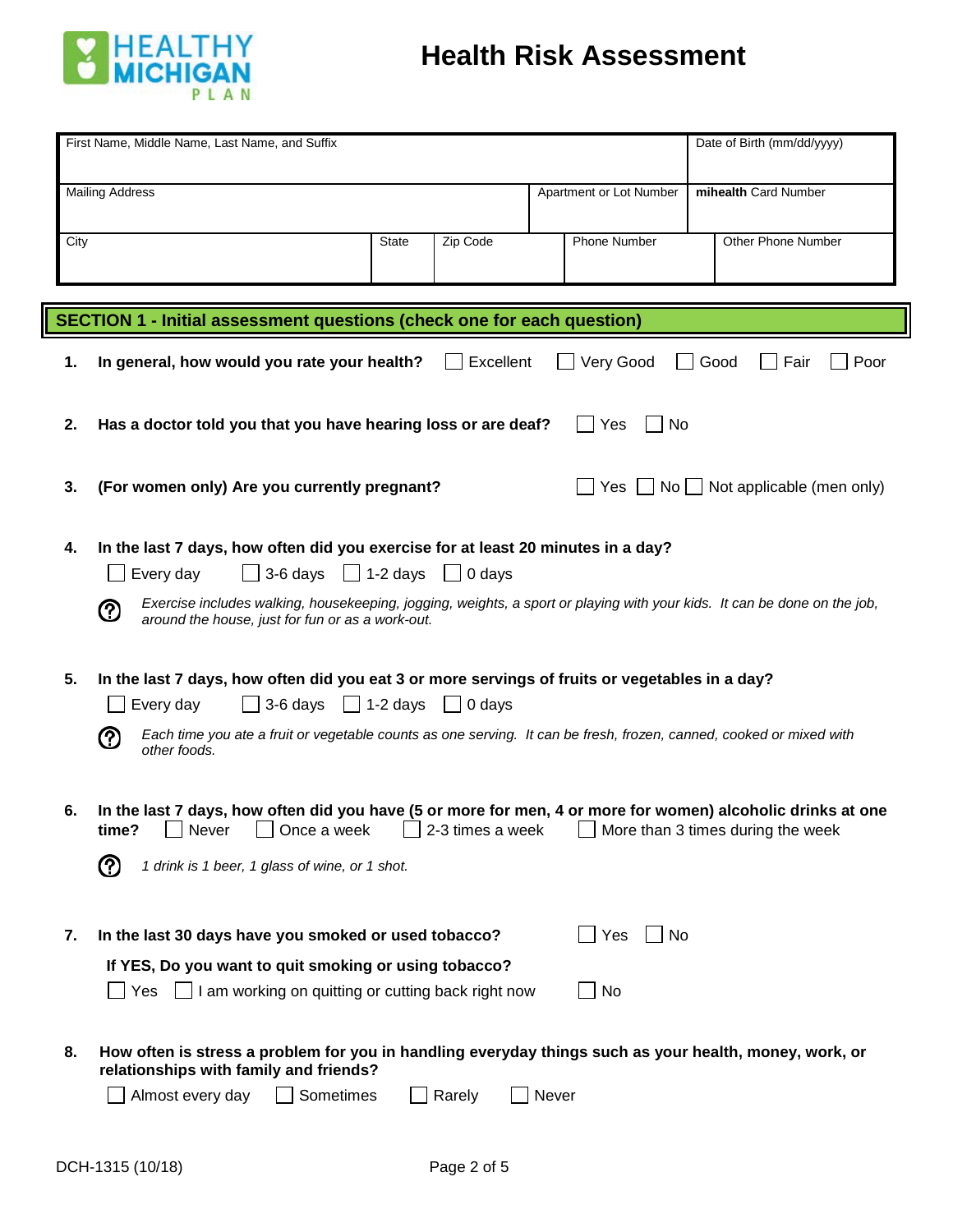HEALTHY MICHIGAN PLAN

# Health Risk Assessment

| First Name, Middle Name, Last Name, and Suffix | | | | | Date of Birth (mm/dd/yyyy) |
|---|---|---|---|---|---|
| Mailing Address | | | | Apartment or Lot Number | **mihealth** Card Number |
| City | State | Zip Code | Phone Number | | Other Phone Number |

## SECTION 1 - Initial assessment questions (check one for each question)

**1. In general, how would you rate your health?** ☐ Excellent ☐ Very Good ☐ Good ☐ Fair ☐ Poor

**2. Has a doctor told you that you have hearing loss or are deaf?** ☐ Yes ☐ No

**3. (For women only) Are you currently pregnant?** ☐ Yes ☐ No ☐ Not applicable (men only)

**4. In the last 7 days, how often did you exercise for at least 20 minutes in a day?**

☐ Every day ☐ 3-6 days ☐ 1-2 days ☐ 0 days

*Exercise includes walking, housekeeping, jogging, weights, a sport or playing with your kids. It can be done on the job, around the house, just for fun or as a work-out.*

**5. In the last 7 days, how often did you eat 3 or more servings of fruits or vegetables in a day?**

☐ Every day ☐ 3-6 days ☐ 1-2 days ☐ 0 days

*Each time you ate a fruit or vegetable counts as one serving. It can be fresh, frozen, canned, cooked or mixed with other foods.*

**6. In the last 7 days, how often did you have (5 or more for men, 4 or more for women) alcoholic drinks at one time?** ☐ Never ☐ Once a week ☐ 2-3 times a week ☐ More than 3 times during the week

*1 drink is 1 beer, 1 glass of wine, or 1 shot.*

**7. In the last 30 days have you smoked or used tobacco?** ☐ Yes ☐ No

**If YES, Do you want to quit smoking or using tobacco?**

☐ Yes ☐ I am working on quitting or cutting back right now ☐ No

**8. How often is stress a problem for you in handling everyday things such as your health, money, work, or relationships with family and friends?**

☐ Almost every day ☐ Sometimes ☐ Rarely ☐ Never

DCH-1315 (10/18)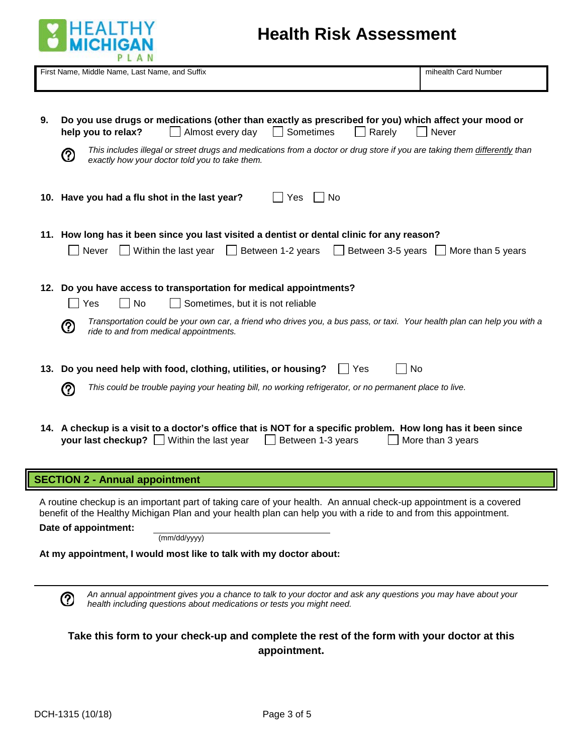# Health Risk Assessment

HEALTHY MICHIGAN PLAN

| First Name, Middle Name, Last Name, and Suffix | mihealth Card Number |
| --- | --- |
| | |

**9. Do you use drugs or medications (other than exactly as prescribed for you) which affect your mood or help you to relax?** ☐ Almost every day ☐ Sometimes ☐ Rarely ☐ Never

*This includes illegal or street drugs and medications from a doctor or drug store if you are taking them differently than exactly how your doctor told you to take them.*

**10. Have you had a flu shot in the last year?** ☐ Yes ☐ No

**11. How long has it been since you last visited a dentist or dental clinic for any reason?**

☐ Never ☐ Within the last year ☐ Between 1-2 years ☐ Between 3-5 years ☐ More than 5 years

**12. Do you have access to transportation for medical appointments?**

☐ Yes ☐ No ☐ Sometimes, but it is not reliable

*Transportation could be your own car, a friend who drives you, a bus pass, or taxi. Your health plan can help you with a ride to and from medical appointments.*

**13. Do you need help with food, clothing, utilities, or housing?** ☐ Yes ☐ No

*This could be trouble paying your heating bill, no working refrigerator, or no permanent place to live.*

**14. A checkup is a visit to a doctor's office that is NOT for a specific problem. How long has it been since your last checkup?** ☐ Within the last year ☐ Between 1-3 years ☐ More than 3 years

## SECTION 2 - Annual appointment

A routine checkup is an important part of taking care of your health. An annual check-up appointment is a covered benefit of the Healthy Michigan Plan and your health plan can help you with a ride to and from this appointment.

**Date of appointment:** ______________________ (mm/dd/yyyy)

**At my appointment, I would most like to talk with my doctor about:**

*An annual appointment gives you a chance to talk to your doctor and ask any questions you may have about your health including questions about medications or tests you might need.*

**Take this form to your check-up and complete the rest of the form with your doctor at this appointment.**

DCH-1315 (10/18)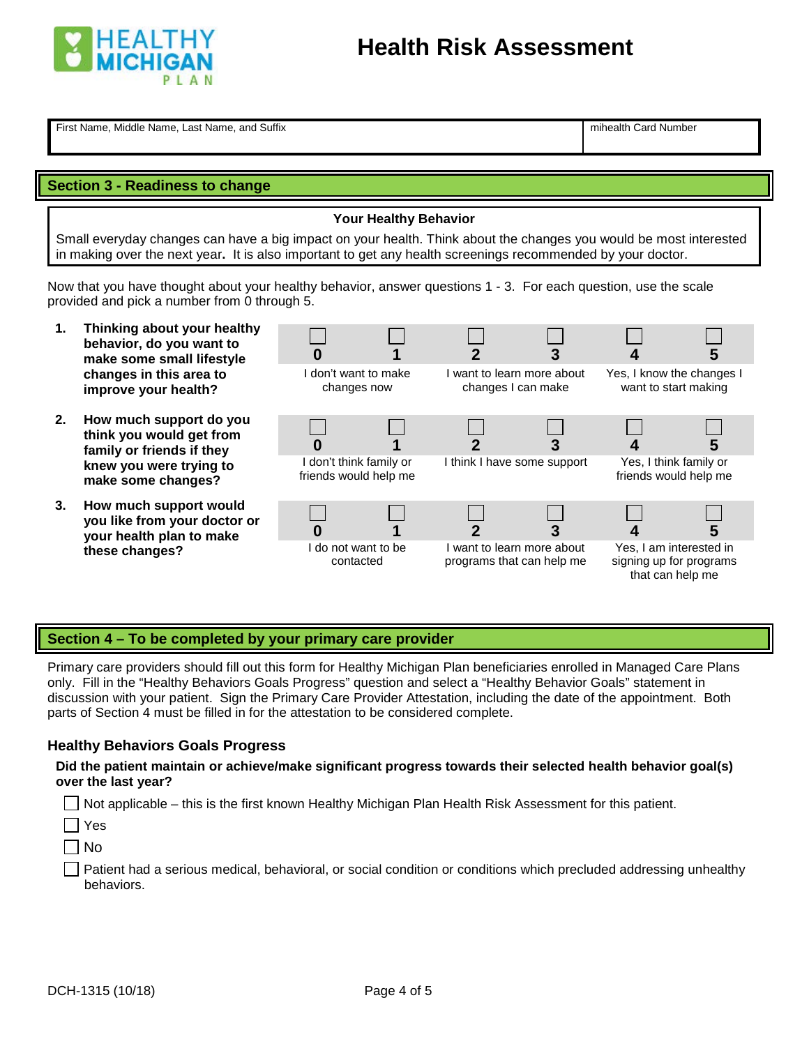# Health Risk Assessment

| First Name, Middle Name, Last Name, and Suffix | mihealth Card Number |
|---|---|
| | |

## Section 3 - Readiness to change

**Your Healthy Behavior**

Small everyday changes can have a big impact on your health. Think about the changes you would be most interested in making over the next year**.** It is also important to get any health screenings recommended by your doctor.

Now that you have thought about your healthy behavior, answer questions 1 - 3. For each question, use the scale provided and pick a number from 0 through 5.

| Question | 0 | 1 | 2 | 3 | 4 | 5 |
|---|---|---|---|---|---|---|
| **1. Thinking about your healthy behavior, do you want to make some small lifestyle changes in this area to improve your health?** | ☐ | ☐ | ☐ | ☐ | ☐ | ☐ |
| | I don't want to make changes now | | I want to learn more about changes I can make | | Yes, I know the changes I want to start making | |
| **2. How much support do you think you would get from family or friends if they knew you were trying to make some changes?** | ☐ | ☐ | ☐ | ☐ | ☐ | ☐ |
| | I don't think family or friends would help me | | I think I have some support | | Yes, I think family or friends would help me | |
| **3. How much support would you like from your doctor or your health plan to make these changes?** | ☐ | ☐ | ☐ | ☐ | ☐ | ☐ |
| | I do not want to be contacted | | I want to learn more about programs that can help me | | Yes, I am interested in signing up for programs that can help me | |

## Section 4 – To be completed by your primary care provider

Primary care providers should fill out this form for Healthy Michigan Plan beneficiaries enrolled in Managed Care Plans only. Fill in the "Healthy Behaviors Goals Progress" question and select a "Healthy Behavior Goals" statement in discussion with your patient. Sign the Primary Care Provider Attestation, including the date of the appointment. Both parts of Section 4 must be filled in for the attestation to be considered complete.

### Healthy Behaviors Goals Progress

**Did the patient maintain or achieve/make significant progress towards their selected health behavior goal(s) over the last year?**

- ☐ Not applicable – this is the first known Healthy Michigan Plan Health Risk Assessment for this patient.
- ☐ Yes
- ☐ No
- ☐ Patient had a serious medical, behavioral, or social condition or conditions which precluded addressing unhealthy behaviors.

DCH-1315 (10/18)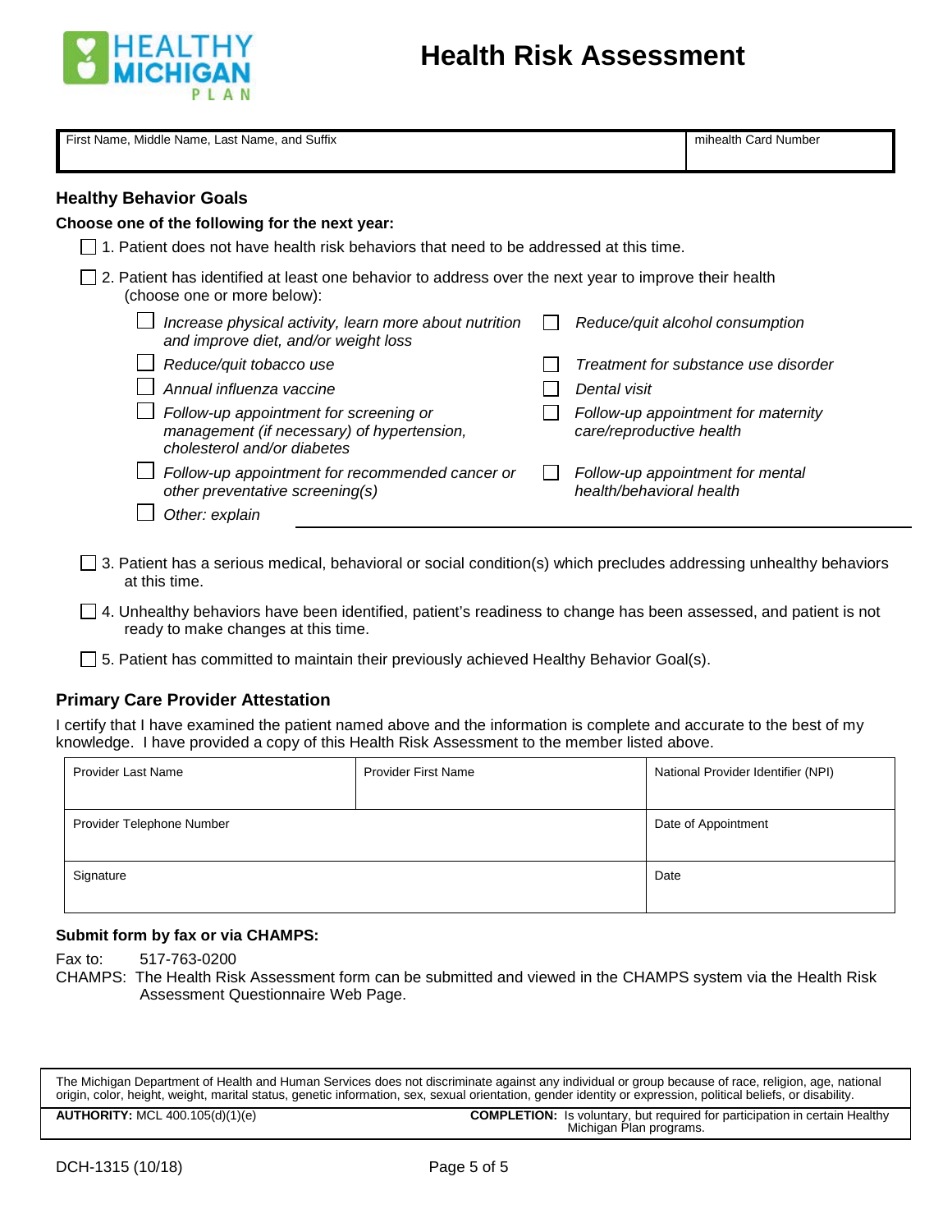# Health Risk Assessment

HEALTHY MICHIGAN PLAN

| First Name, Middle Name, Last Name, and Suffix | mihealth Card Number |
|---|---|
| | |

## Healthy Behavior Goals

**Choose one of the following for the next year:**

- ☐ 1. Patient does not have health risk behaviors that need to be addressed at this time.
- ☐ 2. Patient has identified at least one behavior to address over the next year to improve their health (choose one or more below):
  - ☐ *Increase physical activity, learn more about nutrition and improve diet, and/or weight loss*
  - ☐ *Reduce/quit tobacco use*
  - ☐ *Annual influenza vaccine*
  - ☐ *Follow-up appointment for screening or management (if necessary) of hypertension, cholesterol and/or diabetes*
  - ☐ *Follow-up appointment for recommended cancer or other preventative screening(s)*
  - ☐ *Reduce/quit alcohol consumption*
  - ☐ *Treatment for substance use disorder*
  - ☐ *Dental visit*
  - ☐ *Follow-up appointment for maternity care/reproductive health*
  - ☐ *Follow-up appointment for mental health/behavioral health*
  - ☐ *Other: explain* ______________________________
- ☐ 3. Patient has a serious medical, behavioral or social condition(s) which precludes addressing unhealthy behaviors at this time.
- ☐ 4. Unhealthy behaviors have been identified, patient's readiness to change has been assessed, and patient is not ready to make changes at this time.
- ☐ 5. Patient has committed to maintain their previously achieved Healthy Behavior Goal(s).

## Primary Care Provider Attestation

I certify that I have examined the patient named above and the information is complete and accurate to the best of my knowledge. I have provided a copy of this Health Risk Assessment to the member listed above.

| Provider Last Name | Provider First Name | National Provider Identifier (NPI) |
|---|---|---|
| Provider Telephone Number | | Date of Appointment |
| Signature | | Date |

**Submit form by fax or via CHAMPS:**

Fax to: 517-763-0200

CHAMPS: The Health Risk Assessment form can be submitted and viewed in the CHAMPS system via the Health Risk Assessment Questionnaire Web Page.

The Michigan Department of Health and Human Services does not discriminate against any individual or group because of race, religion, age, national origin, color, height, weight, marital status, genetic information, sex, sexual orientation, gender identity or expression, political beliefs, or disability.

**AUTHORITY:** MCL 400.105(d)(1)(e)

**COMPLETION:** Is voluntary, but required for participation in certain Healthy Michigan Plan programs.

DCH-1315 (10/18)